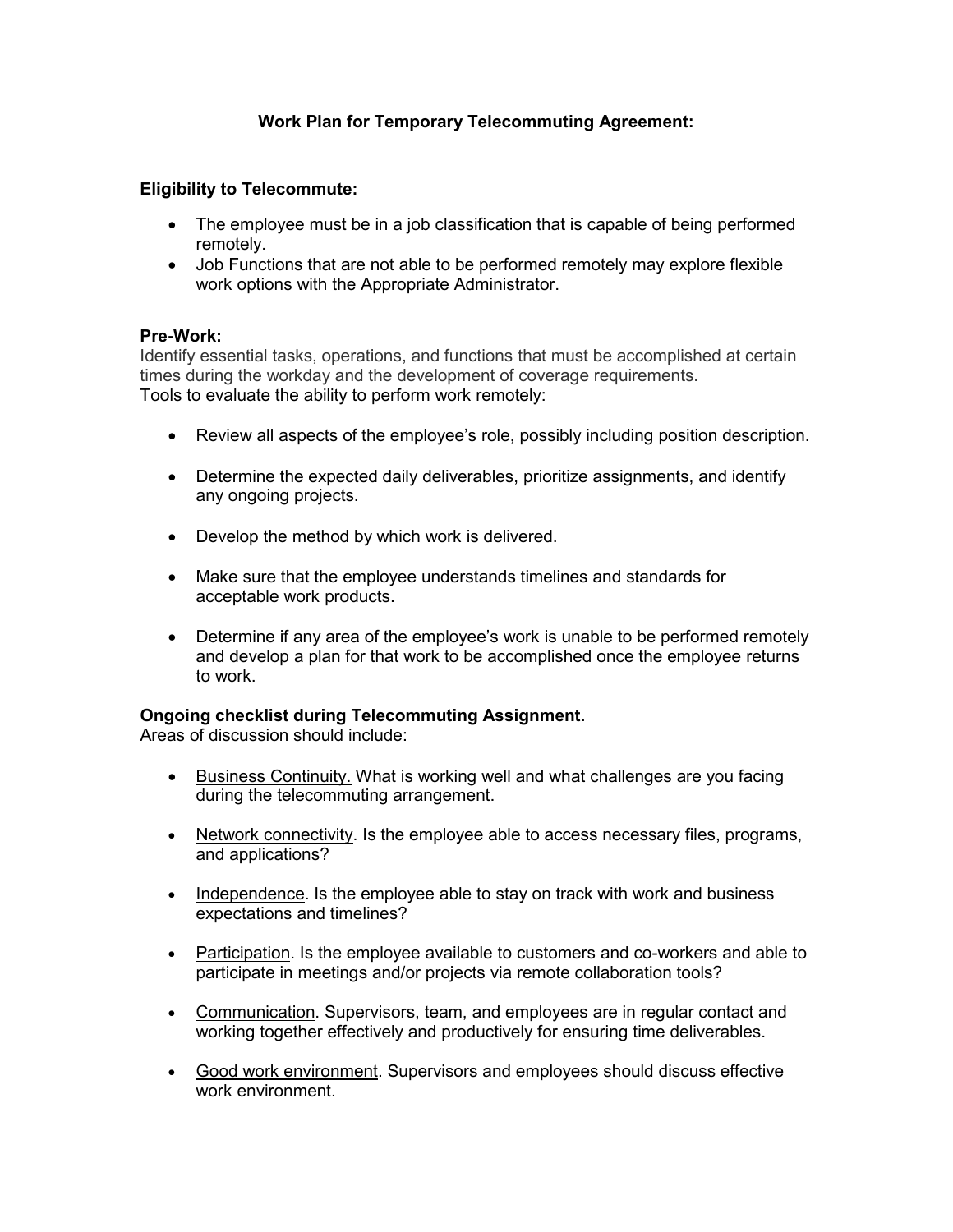# Work Plan for Temporary Telecommuting Agreement:

## Eligibility to Telecommute:

- The employee must be in a job classification that is capable of being performed remotely.
- Job Functions that are not able to be performed remotely may explore flexible work options with the Appropriate Administrator.

## Pre-Work:

Identify essential tasks, operations, and functions that must be accomplished at certain times during the workday and the development of coverage requirements.
Tools to evaluate the ability to perform work remotely:

- Review all aspects of the employee's role, possibly including position description.
- Determine the expected daily deliverables, prioritize assignments, and identify any ongoing projects.
- Develop the method by which work is delivered.
- Make sure that the employee understands timelines and standards for acceptable work products.
- Determine if any area of the employee's work is unable to be performed remotely and develop a plan for that work to be accomplished once the employee returns to work.

## Ongoing checklist during Telecommuting Assignment.

Areas of discussion should include:

- <u>Business Continuity.</u> What is working well and what challenges are you facing during the telecommuting arrangement.
- <u>Network connectivity</u>. Is the employee able to access necessary files, programs, and applications?
- <u>Independence</u>. Is the employee able to stay on track with work and business expectations and timelines?
- <u>Participation</u>. Is the employee available to customers and co-workers and able to participate in meetings and/or projects via remote collaboration tools?
- <u>Communication</u>. Supervisors, team, and employees are in regular contact and working together effectively and productively for ensuring time deliverables.
- <u>Good work environment</u>. Supervisors and employees should discuss effective work environment.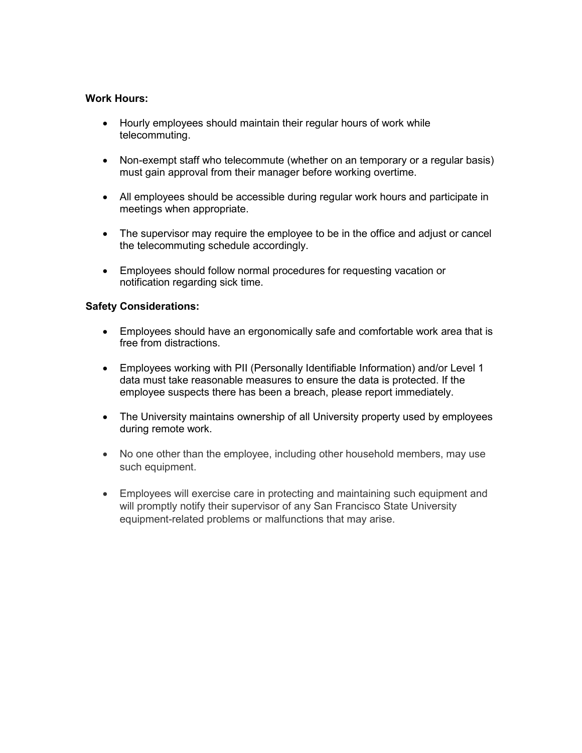**Work Hours:**

- Hourly employees should maintain their regular hours of work while telecommuting.
- Non-exempt staff who telecommute (whether on an temporary or a regular basis) must gain approval from their manager before working overtime.
- All employees should be accessible during regular work hours and participate in meetings when appropriate.
- The supervisor may require the employee to be in the office and adjust or cancel the telecommuting schedule accordingly.
- Employees should follow normal procedures for requesting vacation or notification regarding sick time.

**Safety Considerations:**

- Employees should have an ergonomically safe and comfortable work area that is free from distractions.
- Employees working with PII (Personally Identifiable Information) and/or Level 1 data must take reasonable measures to ensure the data is protected. If the employee suspects there has been a breach, please report immediately.
- The University maintains ownership of all University property used by employees during remote work.
- No one other than the employee, including other household members, may use such equipment.
- Employees will exercise care in protecting and maintaining such equipment and will promptly notify their supervisor of any San Francisco State University equipment-related problems or malfunctions that may arise.